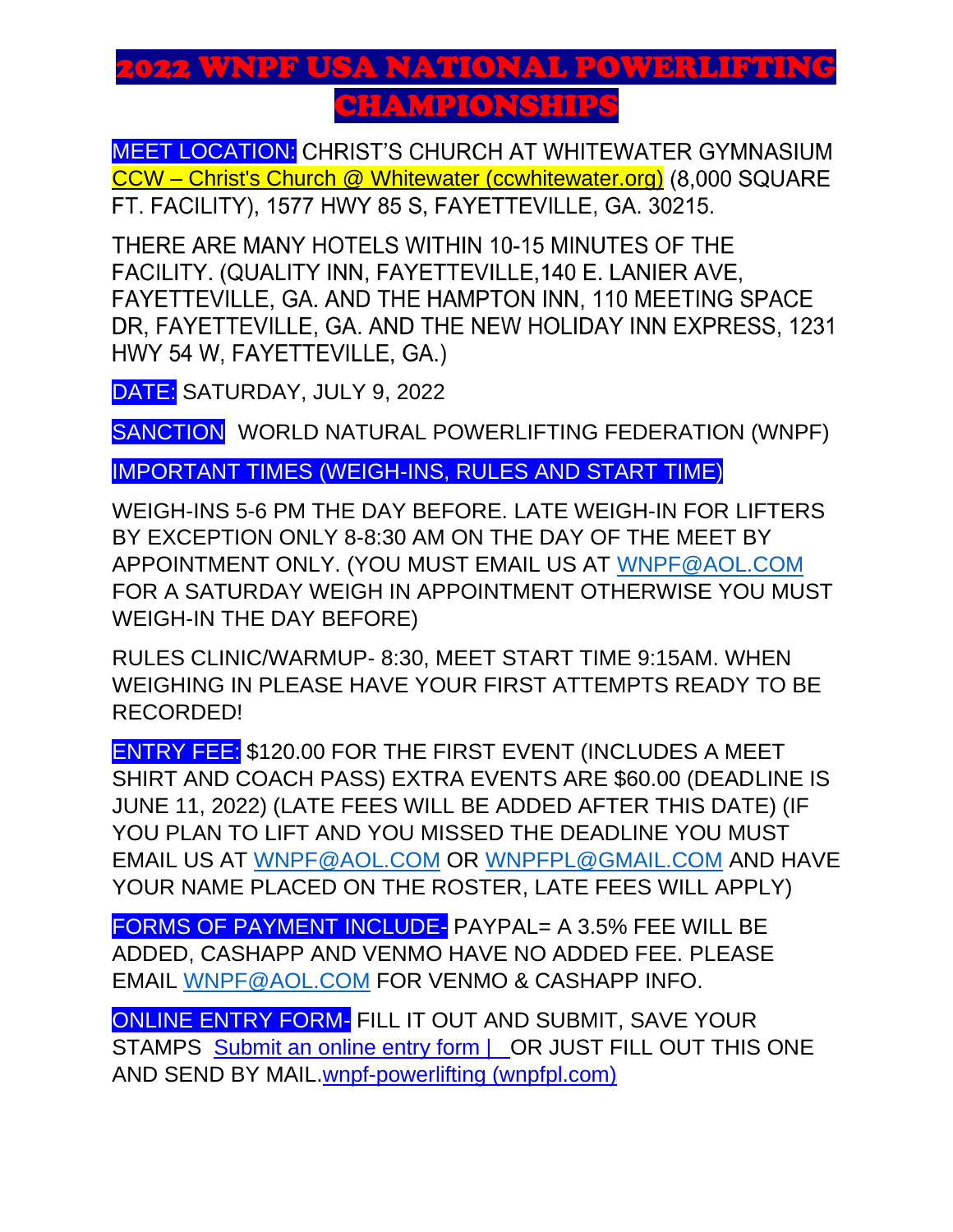# 2022 WNPF USA NATIONAL POWERLIFTING CHAMPIONSHIPS

MEET LOCATION: CHRIST'S CHURCH AT WHITEWATER GYMNASIUM [CCW – Christ's Church @ Whitewater (ccwhitewater.org)](ccwhitewater.org) (8,000 SQUARE FT. FACILITY), 1577 HWY 85 S, FAYETTEVILLE, GA. 30215.

THERE ARE MANY HOTELS WITHIN 10-15 MINUTES OF THE FACILITY. (QUALITY INN, FAYETTEVILLE,140 E. LANIER AVE, FAYETTEVILLE, GA. AND THE HAMPTON INN, 110 MEETING SPACE DR, FAYETTEVILLE, GA. AND THE NEW HOLIDAY INN EXPRESS, 1231 HWY 54 W, FAYETTEVILLE, GA.)

DATE: SATURDAY, JULY 9, 2022

SANCTION WORLD NATURAL POWERLIFTING FEDERATION (WNPF)

IMPORTANT TIMES (WEIGH-INS, RULES AND START TIME)

WEIGH-INS 5-6 PM THE DAY BEFORE. LATE WEIGH-IN FOR LIFTERS BY EXCEPTION ONLY 8-8:30 AM ON THE DAY OF THE MEET BY APPOINTMENT ONLY. (YOU MUST EMAIL US AT WNPF@AOL.COM FOR A SATURDAY WEIGH IN APPOINTMENT OTHERWISE YOU MUST WEIGH-IN THE DAY BEFORE)

RULES CLINIC/WARMUP- 8:30, MEET START TIME 9:15AM. WHEN WEIGHING IN PLEASE HAVE YOUR FIRST ATTEMPTS READY TO BE RECORDED!

ENTRY FEE: $120.00 FOR THE FIRST EVENT (INCLUDES A MEET SHIRT AND COACH PASS) EXTRA EVENTS ARE $60.00 (DEADLINE IS JUNE 11, 2022) (LATE FEES WILL BE ADDED AFTER THIS DATE) (IF YOU PLAN TO LIFT AND YOU MISSED THE DEADLINE YOU MUST EMAIL US AT WNPF@AOL.COM OR WNPFPL@GMAIL.COM AND HAVE YOUR NAME PLACED ON THE ROSTER, LATE FEES WILL APPLY)

FORMS OF PAYMENT INCLUDE- PAYPAL= A 3.5% FEE WILL BE ADDED, CASHAPP AND VENMO HAVE NO ADDED FEE. PLEASE EMAIL WNPF@AOL.COM FOR VENMO & CASHAPP INFO.

ONLINE ENTRY FORM- FILL IT OUT AND SUBMIT, SAVE YOUR STAMPS Submit an online entry form | OR JUST FILL OUT THIS ONE AND SEND BY MAIL. [wnpf-powerlifting (wnpfpl.com)](wnpfpl.com)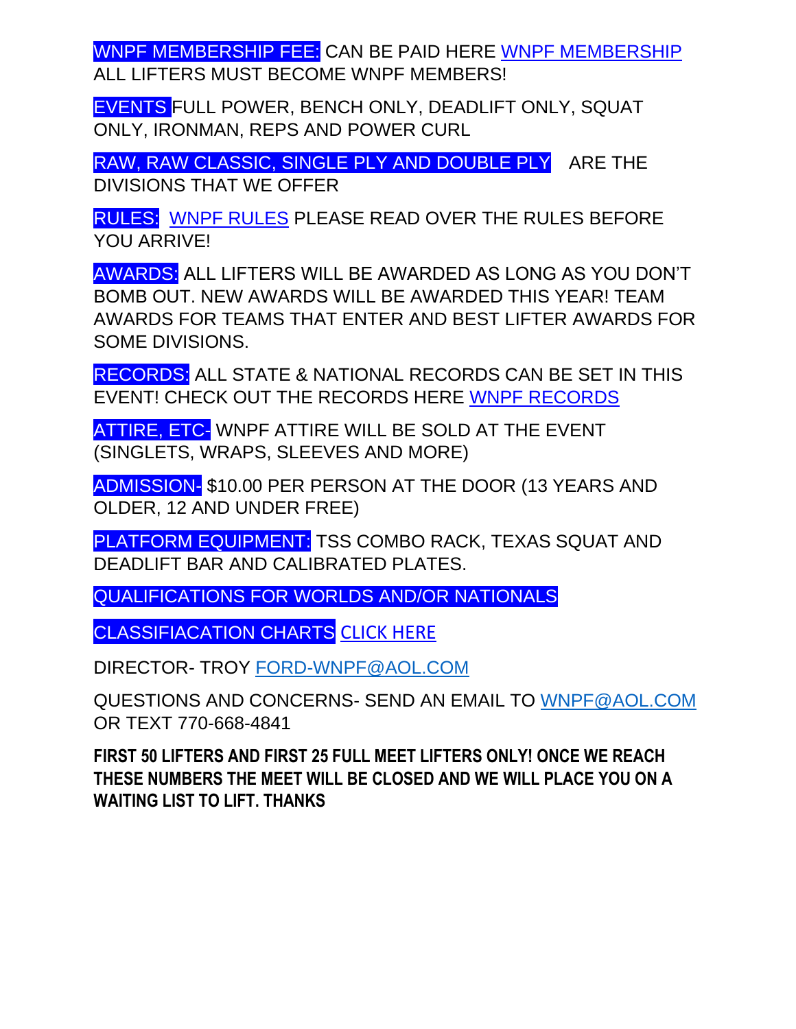WNPF MEMBERSHIP FEE: CAN BE PAID HERE WNPF MEMBERSHIP ALL LIFTERS MUST BECOME WNPF MEMBERS!

EVENTS FULL POWER, BENCH ONLY, DEADLIFT ONLY, SQUAT ONLY, IRONMAN, REPS AND POWER CURL

RAW, RAW CLASSIC, SINGLE PLY AND DOUBLE PLY ARE THE DIVISIONS THAT WE OFFER

RULES: WNPF RULES PLEASE READ OVER THE RULES BEFORE YOU ARRIVE!

AWARDS: ALL LIFTERS WILL BE AWARDED AS LONG AS YOU DON'T BOMB OUT. NEW AWARDS WILL BE AWARDED THIS YEAR! TEAM AWARDS FOR TEAMS THAT ENTER AND BEST LIFTER AWARDS FOR SOME DIVISIONS.

RECORDS: ALL STATE & NATIONAL RECORDS CAN BE SET IN THIS EVENT! CHECK OUT THE RECORDS HERE WNPF RECORDS

ATTIRE, ETC- WNPF ATTIRE WILL BE SOLD AT THE EVENT (SINGLETS, WRAPS, SLEEVES AND MORE)

ADMISSION- $10.00 PER PERSON AT THE DOOR (13 YEARS AND OLDER, 12 AND UNDER FREE)

PLATFORM EQUIPMENT: TSS COMBO RACK, TEXAS SQUAT AND DEADLIFT BAR AND CALIBRATED PLATES.

QUALIFICATIONS FOR WORLDS AND/OR NATIONALS

CLASSIFIACATION CHARTS CLICK HERE

DIRECTOR- TROY FORD-WNPF@AOL.COM

QUESTIONS AND CONCERNS- SEND AN EMAIL TO WNPF@AOL.COM OR TEXT 770-668-4841

**FIRST 50 LIFTERS AND FIRST 25 FULL MEET LIFTERS ONLY! ONCE WE REACH THESE NUMBERS THE MEET WILL BE CLOSED AND WE WILL PLACE YOU ON A WAITING LIST TO LIFT. THANKS**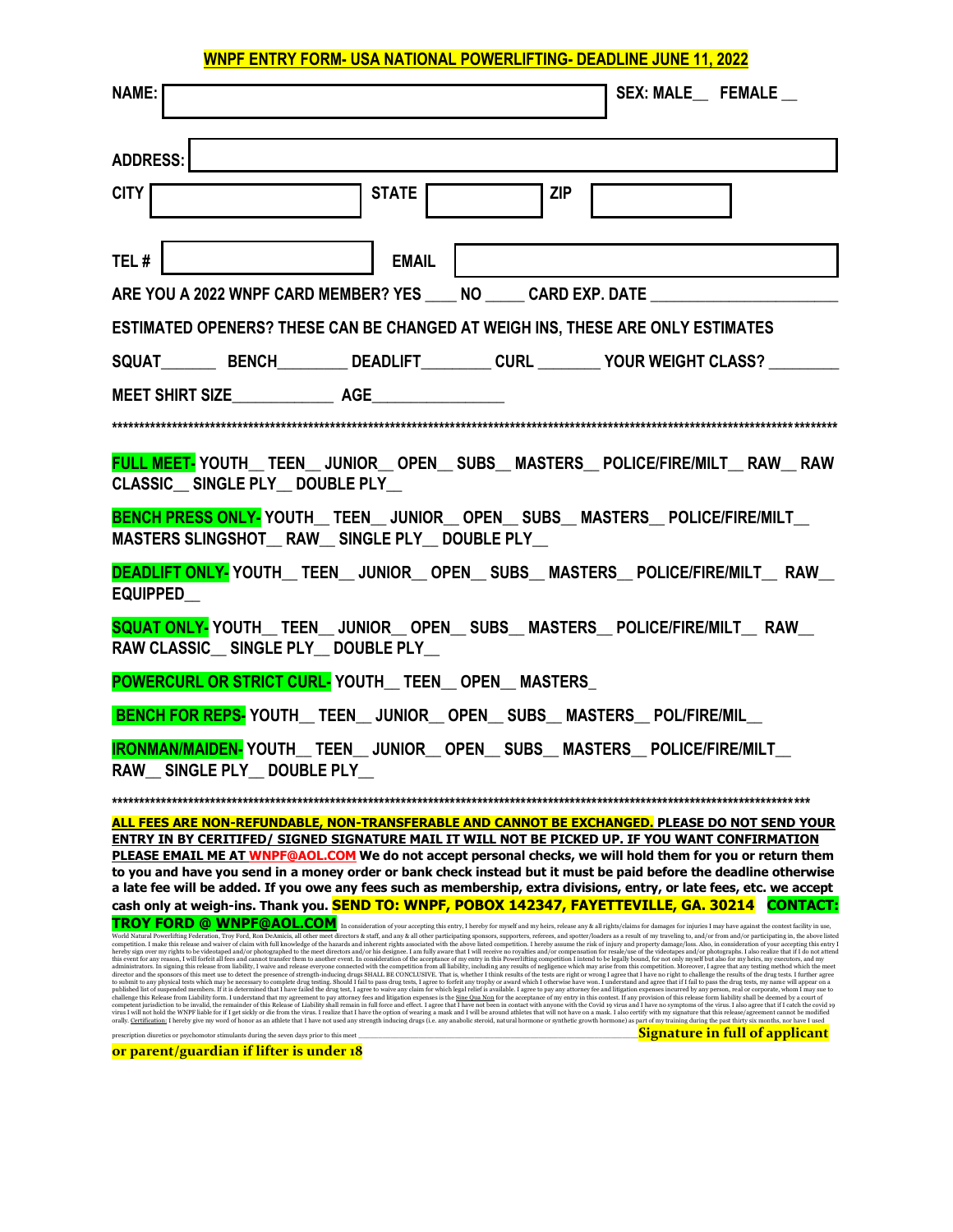# WNPF ENTRY FORM- USA NATIONAL POWERLIFTING- DEADLINE JUNE 11, 2022

**NAME:** &nbsp;&nbsp;&nbsp;&nbsp;&nbsp;&nbsp;&nbsp;&nbsp;&nbsp;&nbsp;&nbsp;&nbsp;&nbsp;&nbsp;&nbsp;&nbsp;&nbsp;&nbsp;&nbsp;&nbsp; **SEX: MALE__ FEMALE __**

**ADDRESS:**

**CITY** &nbsp;&nbsp;&nbsp;&nbsp;&nbsp;&nbsp;&nbsp;&nbsp; **STATE** &nbsp;&nbsp;&nbsp;&nbsp;&nbsp;&nbsp;&nbsp;&nbsp; **ZIP**

**TEL #** &nbsp;&nbsp;&nbsp;&nbsp;&nbsp;&nbsp;&nbsp;&nbsp; **EMAIL**

**ARE YOU A 2022 WNPF CARD MEMBER? YES ____ NO _____ CARD EXP. DATE ______________________**

**ESTIMATED OPENERS? THESE CAN BE CHANGED AT WEIGH INS, THESE ARE ONLY ESTIMATES**

**SQUAT_______ BENCH_________ DEADLIFT_________ CURL ________ YOUR WEIGHT CLASS? _________**

**MEET SHIRT SIZE_____________ AGE________________**

********************************************************************************************************************

**FULL MEET-** YOUTH__ TEEN__ JUNIOR__ OPEN__ SUBS__ MASTERS__ POLICE/FIRE/MILT__ RAW__ RAW CLASSIC__ SINGLE PLY__ DOUBLE PLY__

**BENCH PRESS ONLY-** YOUTH__ TEEN__ JUNIOR__ OPEN__ SUBS__ MASTERS__ POLICE/FIRE/MILT__ MASTERS SLINGSHOT__ RAW__ SINGLE PLY__ DOUBLE PLY__

**DEADLIFT ONLY-** YOUTH__ TEEN__ JUNIOR__ OPEN__ SUBS__ MASTERS__ POLICE/FIRE/MILT__ RAW__ EQUIPPED__

**SQUAT ONLY-** YOUTH__ TEEN__ JUNIOR__ OPEN__ SUBS__ MASTERS__ POLICE/FIRE/MILT__ RAW__ RAW CLASSIC__ SINGLE PLY__ DOUBLE PLY__

**POWERCURL OR STRICT CURL-** YOUTH__ TEEN__ OPEN__ MASTERS_

**BENCH FOR REPS-** YOUTH__ TEEN__ JUNIOR__ OPEN__ SUBS__ MASTERS__ POL/FIRE/MIL__

**IRONMAN/MAIDEN-** YOUTH__ TEEN__ JUNIOR__ OPEN__ SUBS__ MASTERS__ POLICE/FIRE/MILT__ RAW__ SINGLE PLY__ DOUBLE PLY__

********************************************************************************************************************

**ALL FEES ARE NON-REFUNDABLE, NON-TRANSFERABLE AND CANNOT BE EXCHANGED. PLEASE DO NOT SEND YOUR ENTRY IN BY CERITIFED/ SIGNED SIGNATURE MAIL IT WILL NOT BE PICKED UP. IF YOU WANT CONFIRMATION PLEASE EMAIL ME AT WNPF@AOL.COM We do not accept personal checks, we will hold them for you or return them to you and have you send in a money order or bank check instead but it must be paid before the deadline otherwise a late fee will be added. If you owe any fees such as membership, extra divisions, entry, or late fees, etc. we accept cash only at weigh-ins. Thank you. SEND TO: WNPF, POBOX 142347, FAYETTEVILLE, GA. 30214 CONTACT: TROY FORD @ WNPF@AOL.COM**

In consideration of your accepting this entry, I hereby for myself and my heirs, release any & all rights/claims for damages for injuries I may have against the contest facility in use, World Natural Powerlifting Federation, Troy Ford, Ron DeAmicis, all other meet directors & staff, and any & all other participating sponsors, supporters, referees, and spotter/loaders as a result of my traveling to, and/or from and/or participating in, the above listed competition. I make this release and waiver of claim with full knowledge of the hazards and inherent rights associated with the above listed competition. I hereby assume the risk of injury and property damage/loss. Also, in consideration of your accepting this entry I hereby sign over my rights to be videotaped and/or photographed to the meet directors and/or his designee. I am fully aware that I will receive no royalties and/or compensation for resale/use of the videotapes and/or photographs. I also realize that if I do not attend this event for any reason, I will forfeit all fees and cannot transfer them to another event. In consideration of the acceptance of my entry in this Powerlifting competition I intend to be legally bound, for not only myself but also for my heirs, my executors, and my administrators. In signing this release from liability, I waive and release everyone connected with the competition from all liability, including any results of negligence which may arise from this competition. Moreover, I agree that any testing method which the meet director and the sponsors of this meet use to detect the presence of strength-inducing drugs SHALL BE CONCLUSIVE. That is, whether I think results of the tests are right or wrong I agree that I have no right to challenge the results of the drug tests. I further agree to submit to any physical tests which may be necessary to complete drug testing. Should I fail to pass drug tests, I agree to forfeit any trophy or award which I otherwise have won. I understand and agree that if I fail to pass the drug tests, my name will appear on a published list of suspended members. If it is determined that I have failed the drug test, I agree to waive any claim for which legal relief is available. I agree to pay any attorney fee and litigation expenses incurred by any person, real or corporate, whom I may sue to challenge this Release from Liability form. I understand that my agreement to pay attorney fees and litigation expenses is the Sine Qua Non for the acceptance of my entry in this contest. If any provision of this release form liability shall be deemed by a court of competent jurisdiction to be invalid, the remainder of this Release of Liability shall remain in full force and effect. I agree that I have not been in contact with anyone with the Covid 19 virus and I have no symptoms of the virus. I also agree that if I catch the covid 19 virus I will not hold the WNPF liable for if I get sickly or die from the virus. I realize that I have the option of wearing a mask and I will be around athletes that will not have on a mask. I also certify with my signature that this release/agreement cannot be modified orally. Certification: I hereby give my word of honor as an athlete that I have not used any strength inducing drugs (i.e. any anabolic steroid, natural hormone or synthetic growth hormone) as part of my training during the past thirty six months, nor have I used prescription diuretics or psychomotor stimulants during the seven days prior to this meet ______________________________________________ **Signature in full of applicant or parent/guardian if lifter is under 18**